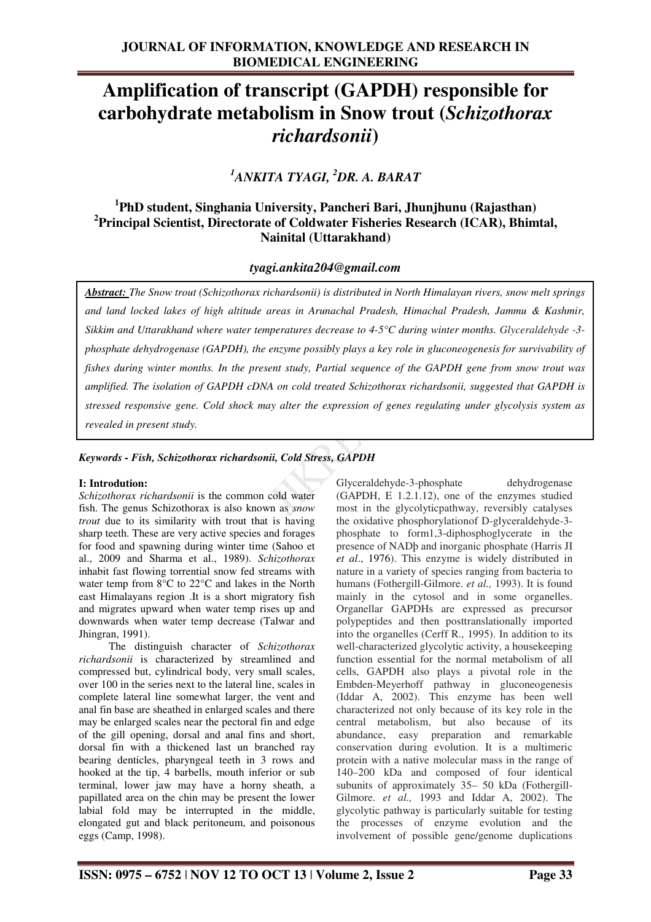# Amplification of transcript (GAPDH) responsible for carbohydrate metabolism in Snow trout (*Schizothorax richardsonii*)

### [1]ANKITA TYAGI, [2]DR. A. BARAT

**[1]PhD student, Singhania University, Pancheri Bari, Jhunjhunu (Rajasthan)**
**[2]Principal Scientist, Directorate of Coldwater Fisheries Research (ICAR), Bhimtal, Nainital (Uttarakhand)**

***tyagi.ankita204@gmail.com***

***Abstract:*** *The Snow trout (Schizothorax richardsonii) is distributed in North Himalayan rivers, snow melt springs and land locked lakes of high altitude areas in Arunachal Pradesh, Himachal Pradesh, Jammu & Kashmir, Sikkim and Uttarakhand where water temperatures decrease to 4-5°C during winter months. Glyceraldehyde -3-phosphate dehydrogenase (GAPDH), the enzyme possibly plays a key role in gluconeogenesis for survivability of fishes during winter months. In the present study, Partial sequence of the GAPDH gene from snow trout was amplified. The isolation of GAPDH cDNA on cold treated Schizothorax richardsonii, suggested that GAPDH is stressed responsive gene. Cold shock may alter the expression of genes regulating under glycolysis system as revealed in present study.*

***Keywords - Fish, Schizothorax richardsonii, Cold Stress, GAPDH***

## I: Introdution:

*Schizothorax richardsonii* is the common cold water fish. The genus Schizothorax is also known as *snow trout* due to its similarity with trout that is having sharp teeth. These are very active species and forages for food and spawning during winter time (Sahoo et al., 2009 and Sharma et al., 1989). *Schizothorax* inhabit fast flowing torrential snow fed streams with water temp from 8°C to 22°C and lakes in the North east Himalayans region .It is a short migratory fish and migrates upward when water temp rises up and downwards when water temp decrease (Talwar and Jhingran, 1991).

The distinguish character of *Schizothorax richardsonii* is characterized by streamlined and compressed but, cylindrical body, very small scales, over 100 in the series next to the lateral line, scales in complete lateral line somewhat larger, the vent and anal fin base are sheathed in enlarged scales and there may be enlarged scales near the pectoral fin and edge of the gill opening, dorsal and anal fins and short, dorsal fin with a thickened last un branched ray bearing denticles, pharyngeal teeth in 3 rows and hooked at the tip, 4 barbells, mouth inferior or sub terminal, lower jaw may have a horny sheath, a papillated area on the chin may be present the lower labial fold may be interrupted in the middle, elongated gut and black peritoneum, and poisonous eggs (Camp, 1998).

Glyceraldehyde-3-phosphate dehydrogenase (GAPDH, E 1.2.1.12), one of the enzymes studied most in the glycolyticpathway, reversibly catalyses the oxidative phosphorylationof D-glyceraldehyde-3-phosphate to form1,3-diphosphoglycerate in the presence of NADþ and inorganic phosphate (Harris JI *et al*., 1976). This enzyme is widely distributed in nature in a variety of species ranging from bacteria to humans (Fothergill-Gilmore. *et al.,* 1993). It is found mainly in the cytosol and in some organelles. Organellar GAPDHs are expressed as precursor polypeptides and then posttranslationally imported into the organelles (Cerff R., 1995). In addition to its well-characterized glycolytic activity, a housekeeping function essential for the normal metabolism of all cells, GAPDH also plays a pivotal role in the Embden-Meyerhoff pathway in gluconeogenesis (Iddar A, 2002). This enzyme has been well characterized not only because of its key role in the central metabolism, but also because of its abundance, easy preparation and remarkable conservation during evolution. It is a multimeric protein with a native molecular mass in the range of 140–200 kDa and composed of four identical subunits of approximately 35– 50 kDa (Fothergill-Gilmore. *et al.,* 1993 and Iddar A, 2002). The glycolytic pathway is particularly suitable for testing the processes of enzyme evolution and the involvement of possible gene/genome duplications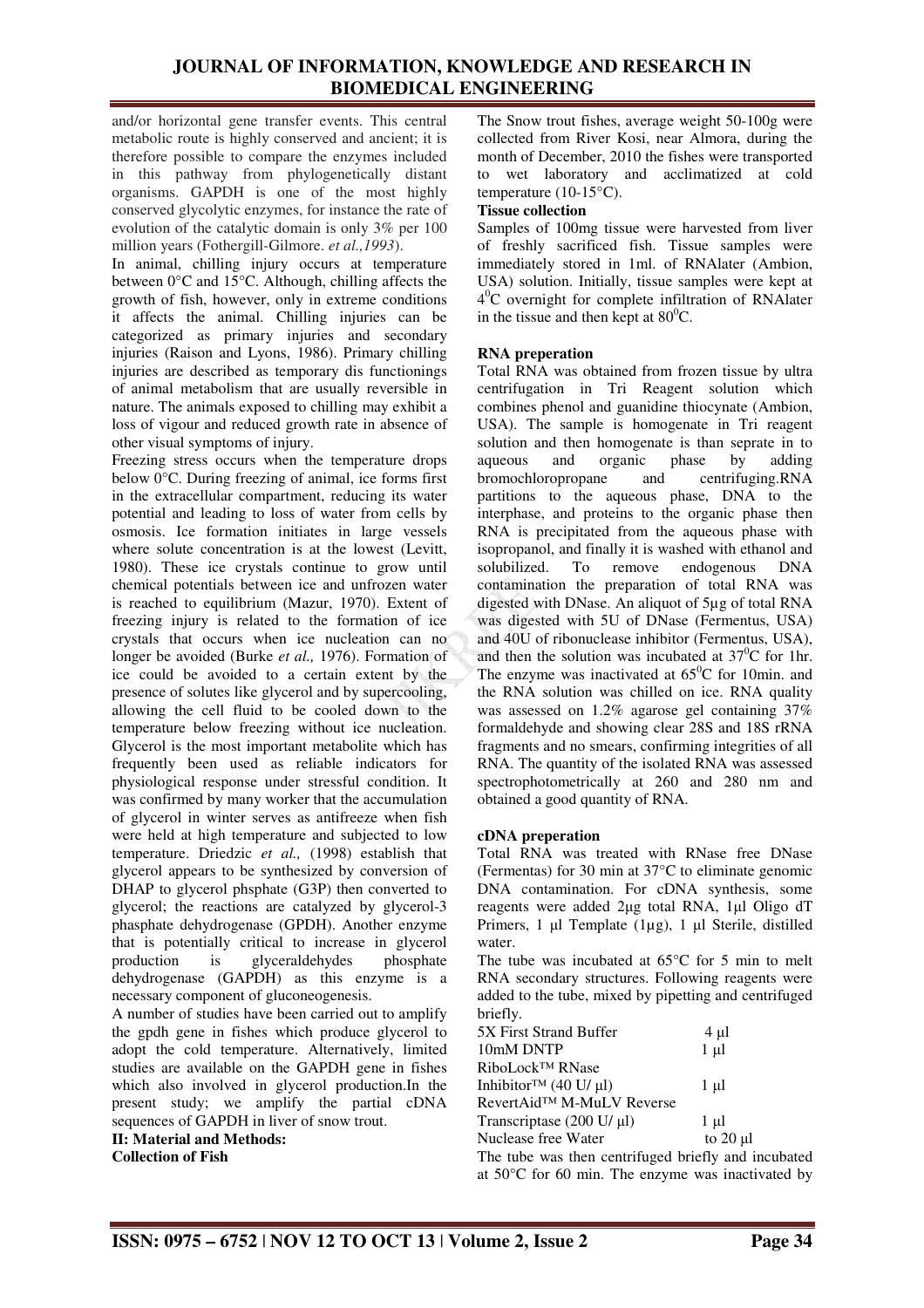and/or horizontal gene transfer events. This central metabolic route is highly conserved and ancient; it is therefore possible to compare the enzymes included in this pathway from phylogenetically distant organisms. GAPDH is one of the most highly conserved glycolytic enzymes, for instance the rate of evolution of the catalytic domain is only 3% per 100 million years (Fothergill-Gilmore. *et al.,1993*).

In animal, chilling injury occurs at temperature between 0°C and 15°C. Although, chilling affects the growth of fish, however, only in extreme conditions it affects the animal. Chilling injuries can be categorized as primary injuries and secondary injuries (Raison and Lyons, 1986). Primary chilling injuries are described as temporary dis functionings of animal metabolism that are usually reversible in nature. The animals exposed to chilling may exhibit a loss of vigour and reduced growth rate in absence of other visual symptoms of injury.

Freezing stress occurs when the temperature drops below 0°C. During freezing of animal, ice forms first in the extracellular compartment, reducing its water potential and leading to loss of water from cells by osmosis. Ice formation initiates in large vessels where solute concentration is at the lowest (Levitt, 1980). These ice crystals continue to grow until chemical potentials between ice and unfrozen water is reached to equilibrium (Mazur, 1970). Extent of freezing injury is related to the formation of ice crystals that occurs when ice nucleation can no longer be avoided (Burke *et al.,* 1976). Formation of ice could be avoided to a certain extent by the presence of solutes like glycerol and by supercooling, allowing the cell fluid to be cooled down to the temperature below freezing without ice nucleation. Glycerol is the most important metabolite which has frequently been used as reliable indicators for physiological response under stressful condition. It was confirmed by many worker that the accumulation of glycerol in winter serves as antifreeze when fish were held at high temperature and subjected to low temperature. Driedzic *et al.,* (1998) establish that glycerol appears to be synthesized by conversion of DHAP to glycerol phsphate (G3P) then converted to glycerol; the reactions are catalyzed by glycerol-3 phasphate dehydrogenase (GPDH). Another enzyme that is potentially critical to increase in glycerol production is glyceraldehydes phosphate dehydrogenase (GAPDH) as this enzyme is a necessary component of gluconeogenesis.

A number of studies have been carried out to amplify the gpdh gene in fishes which produce glycerol to adopt the cold temperature. Alternatively, limited studies are available on the GAPDH gene in fishes which also involved in glycerol production.In the present study; we amplify the partial cDNA sequences of GAPDH in liver of snow trout.

## II: Material and Methods:

### Collection of Fish

The Snow trout fishes, average weight 50-100g were collected from River Kosi, near Almora, during the month of December, 2010 the fishes were transported to wet laboratory and acclimatized at cold temperature (10-15°C).

### Tissue collection

Samples of 100mg tissue were harvested from liver of freshly sacrificed fish. Tissue samples were immediately stored in 1ml. of RNAlater (Ambion, USA) solution. Initially, tissue samples were kept at $4^0$C overnight for complete infiltration of RNAlater in the tissue and then kept at $80^0$C.

### RNA preperation

Total RNA was obtained from frozen tissue by ultra centrifugation in Tri Reagent solution which combines phenol and guanidine thiocyate (Ambion, USA). The sample is homogenate in Tri reagent solution and then homogenate is than seprate in to aqueous and organic phase by adding bromochloropropane and centrifuging.RNA partitions to the aqueous phase, DNA to the interphase, and proteins to the organic phase then RNA is precipitated from the aqueous phase with isopropanol, and finally it is washed with ethanol and solubilized. To remove endogenous DNA contamination the preparation of total RNA was digested with DNase. An aliquot of 5µg of total RNA was digested with 5U of DNase (Fermentus, USA) and 40U of ribonuclease inhibitor (Fermentus, USA), and then the solution was incubated at $37^0$C for 1hr. The enzyme was inactivated at $65^0$C for 10min. and the RNA solution was chilled on ice. RNA quality was assessed on 1.2% agarose gel containing 37% formaldehyde and showing clear 28S and 18S rRNA fragments and no smears, confirming integrities of all RNA. The quantity of the isolated RNA was assessed spectrophotometrically at 260 and 280 nm and obtained a good quantity of RNA.

### cDNA preperation

Total RNA was treated with RNase free DNase (Fermentas) for 30 min at 37°C to eliminate genomic DNA contamination. For cDNA synthesis, some reagents were added 2µg total RNA, 1µl Oligo dT Primers, 1 µl Template (1µg), 1 µl Sterile, distilled water.

The tube was incubated at 65°C for 5 min to melt RNA secondary structures. Following reagents were added to the tube, mixed by pipetting and centrifuged briefly.

| | |
|---|---|
| 5X First Strand Buffer | 4 µl |
| 10mM DNTP | 1 µl |
| RiboLock™ RNase Inhibitor™ (40 U/ µl) | 1 µl |
| RevertAid™ M-MuLV Reverse Transcriptase (200 U/ µl) | 1 µl |
| Nuclease free Water | to 20 µl |

The tube was then centrifuged briefly and incubated at 50°C for 60 min. The enzyme was inactivated by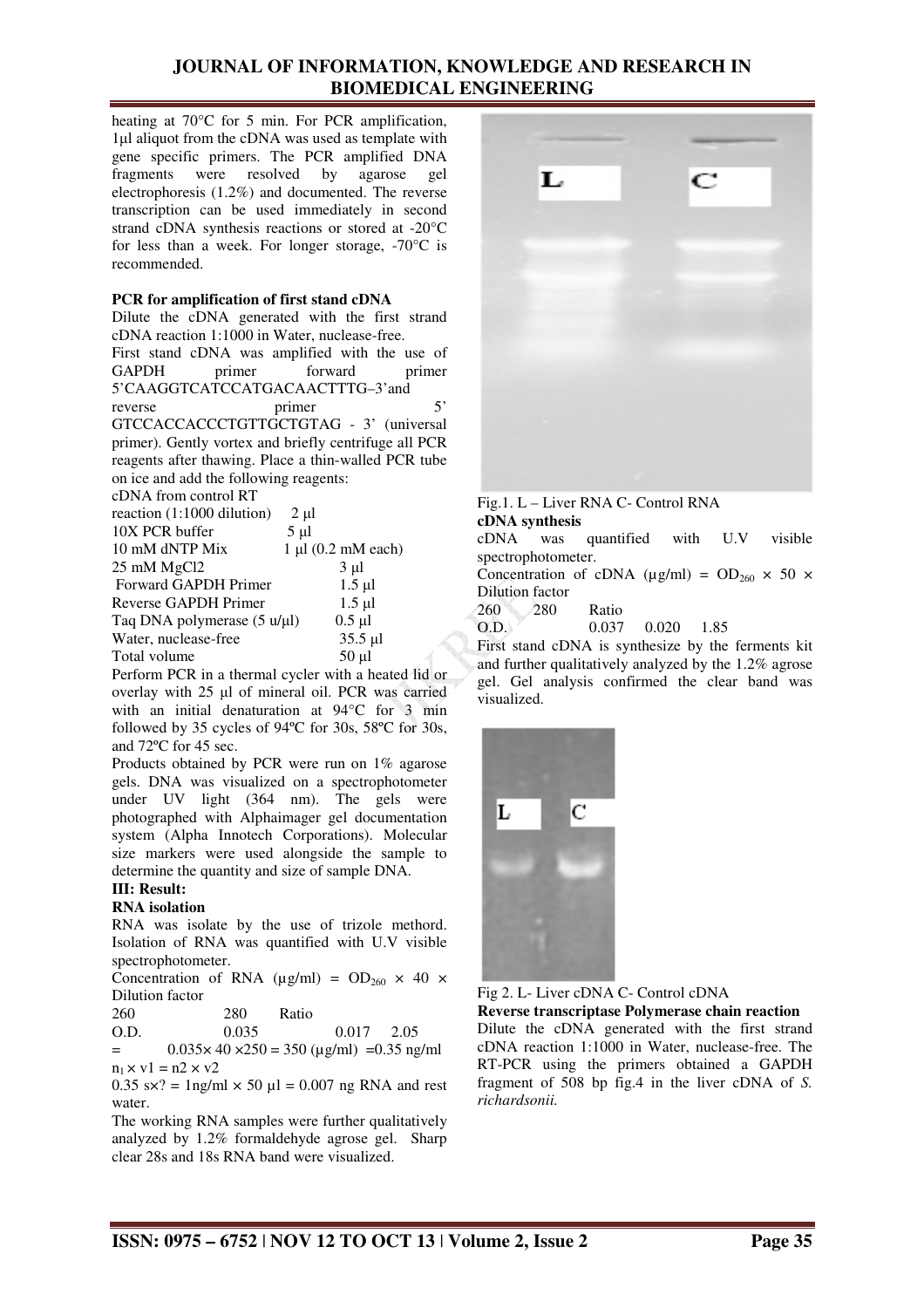heating at 70°C for 5 min. For PCR amplification, 1µl aliquot from the cDNA was used as template with gene specific primers. The PCR amplified DNA fragments were resolved by agarose gel electrophoresis (1.2%) and documented. The reverse transcription can be used immediately in second strand cDNA synthesis reactions or stored at -20°C for less than a week. For longer storage, -70°C is recommended.

**PCR for amplification of first stand cDNA**

Dilute the cDNA generated with the first strand cDNA reaction 1:1000 in Water, nuclease-free.

First stand cDNA was amplified with the use of GAPDH primer forward primer 5'CAAGGTCATCCATGACAACTTTG–3'and reverse primer 5' GTCCACCACCCTGTTGCTGTAG - 3' (universal primer). Gently vortex and briefly centrifuge all PCR reagents after thawing. Place a thin-walled PCR tube on ice and add the following reagents:

| Reagent | Volume |
|---|---|
| cDNA from control RT reaction (1:1000 dilution) | 2 µl |
| 10X PCR buffer | 5 µl |
| 10 mM dNTP Mix | 1 µl (0.2 mM each) |
| 25 mM MgCl2 | 3 µl |
| Forward GAPDH Primer | 1.5 µl |
| Reverse GAPDH Primer | 1.5 µl |
| Taq DNA polymerase (5 u/µl) | 0.5 µl |
| Water, nuclease-free | 35.5 µl |
| Total volume | 50 µl |

Perform PCR in a thermal cycler with a heated lid or overlay with 25 µl of mineral oil. PCR was carried with an initial denaturation at 94°C for 3 min followed by 35 cycles of 94ºC for 30s, 58ºC for 30s, and 72ºC for 45 sec.

Products obtained by PCR were run on 1% agarose gels. DNA was visualized on a spectrophotometer under UV light (364 nm). The gels were photographed with Alphaimager gel documentation system (Alpha Innotech Corporations). Molecular size markers were used alongside the sample to determine the quantity and size of sample DNA.

## III: Result:

**RNA isolation**

RNA was isolate by the use of trizole methord. Isolation of RNA was quantified with U.V visible spectrophotometer.

Concentration of RNA (µg/ml) = $OD_{260}$ × 40 × Dilution factor

|  | 260 | 280 | Ratio |
|---|---|---|---|
| O.D. | 0.035 | 0.017 | 2.05 |

= 0.035× 40 ×250 = 350 (µg/ml) =0.35 ng/ml

$n_1 \times v1 = n2 \times v2$

0.35 s×? = 1ng/ml × 50 µl = 0.007 ng RNA and rest water.

The working RNA samples were further qualitatively analyzed by 1.2% formaldehyde agrose gel. Sharp clear 28s and 18s RNA band were visualized.

Fig.1. L – Liver RNA C- Control RNA

**cDNA synthesis**

cDNA was quantified with U.V visible spectrophotometer.

Concentration of cDNA (µg/ml) = $OD_{260}$ × 50 × Dilution factor

|  | 260 | 280 | Ratio |
|---|---|---|---|
| O.D. | 0.037 | 0.020 | 1.85 |

First stand cDNA is synthesize by the ferments kit and further qualitatively analyzed by the 1.2% agrose gel. Gel analysis confirmed the clear band was visualized.

Fig 2. L- Liver cDNA C- Control cDNA

**Reverse transcriptase Polymerase chain reaction**

Dilute the cDNA generated with the first strand cDNA reaction 1:1000 in Water, nuclease-free. The RT-PCR using the primers obtained a GAPDH fragment of 508 bp fig.4 in the liver cDNA of *S. richardsonii.*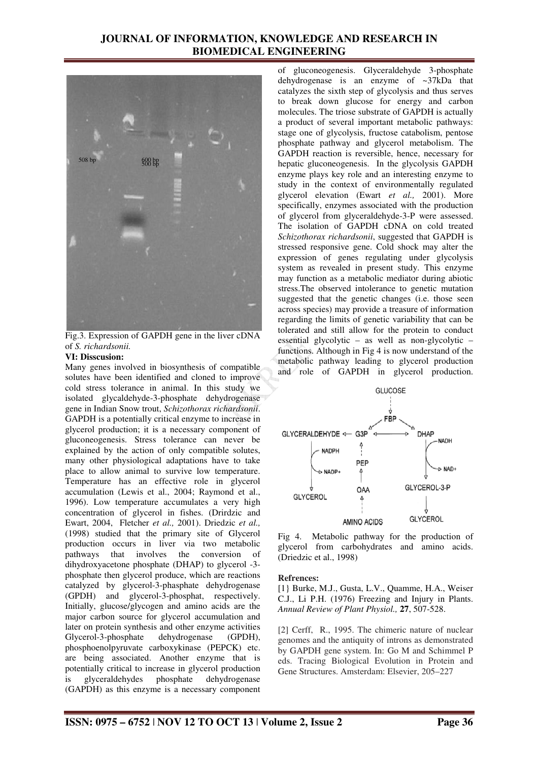Fig.3. Expression of GAPDH gene in the liver cDNA of *S. richardsonii.*

**VI: Disscusion:**

Many genes involved in biosynthesis of compatible solutes have been identified and cloned to improve cold stress tolerance in animal. In this study we isolated glycaldehyde-3-phosphate dehydrogenase gene in Indian Snow trout, *Schizothorax richardsonii*. GAPDH is a potentially critical enzyme to increase in glycerol production; it is a necessary component of gluconeogenesis. Stress tolerance can never be explained by the action of only compatible solutes, many other physiological adaptations have to take place to allow animal to survive low temperature. Temperature has an effective role in glycerol accumulation (Lewis et al., 2004; Raymond et al., 1996). Low temperature accumulates a very high concentration of glycerol in fishes. (Drirdzic and Ewart, 2004, Fletcher *et al.,* 2001). Driedzic *et al.,* (1998) studied that the primary site of Glycerol production occurs in liver via two metabolic pathways that involves the conversion of dihydroxyacetone phosphate (DHAP) to glycerol -3-phosphate then glycerol produce, which are reactions catalyzed by glycerol-3-phasphate dehydrogenase (GPDH) and glycerol-3-phosphat, respectively. Initially, glucose/glycogen and amino acids are the major carbon source for glycerol accumulation and later on protein synthesis and other enzyme activities Glycerol-3-phosphate dehydrogenase (GPDH), phosphoenolpyruvate carboxykinase (PEPCK) etc. are being associated. Another enzyme that is potentially critical to increase in glycerol production is glyceraldehydes phosphate dehydrogenase (GAPDH) as this enzyme is a necessary component of gluconeogenesis. Glyceraldehyde 3-phosphate dehydrogenase is an enzyme of ~37kDa that catalyzes the sixth step of glycolysis and thus serves to break down glucose for energy and carbon molecules. The triose substrate of GAPDH is actually a product of several important metabolic pathways: stage one of glycolysis, fructose catabolism, pentose phosphate pathway and glycerol metabolism. The GAPDH reaction is reversible, hence, necessary for hepatic gluconeogenesis. In the glycolysis GAPDH enzyme plays key role and an interesting enzyme to study in the context of environmentally regulated glycerol elevation (Ewart *et al.,* 2001). More specifically, enzymes associated with the production of glycerol from glyceraldehyde-3-P were assessed. The isolation of GAPDH cDNA on cold treated *Schizothorax richardsonii*, suggested that GAPDH is stressed responsive gene. Cold shock may alter the expression of genes regulating under glycolysis system as revealed in present study. This enzyme may function as a metabolic mediator during abiotic stress.The observed intolerance to genetic mutation suggested that the genetic changes (i.e. those seen across species) may provide a treasure of information regarding the limits of genetic variability that can be tolerated and still allow for the protein to conduct essential glycolytic – as well as non-glycolytic – functions. Although in Fig 4 is now understand of the metabolic pathway leading to glycerol production and role of GAPDH in glycerol production.

Fig 4. Metabolic pathway for the production of glycerol from carbohydrates and amino acids. (Driedzic et al., 1998)

**Refrences:**

[1} Burke, M.J., Gusta, L.V., Quamme, H.A., Weiser C.J., Li P.H. (1976) Freezing and Injury in Plants. *Annual Review of Plant Physiol.,* **27**, 507-528.

[2] Cerff, R., 1995. The chimeric nature of nuclear genomes and the antiquity of introns as demonstrated by GAPDH gene system. In: Go M and Schimmel P eds. Tracing Biological Evolution in Protein and Gene Structures. Amsterdam: Elsevier, 205–227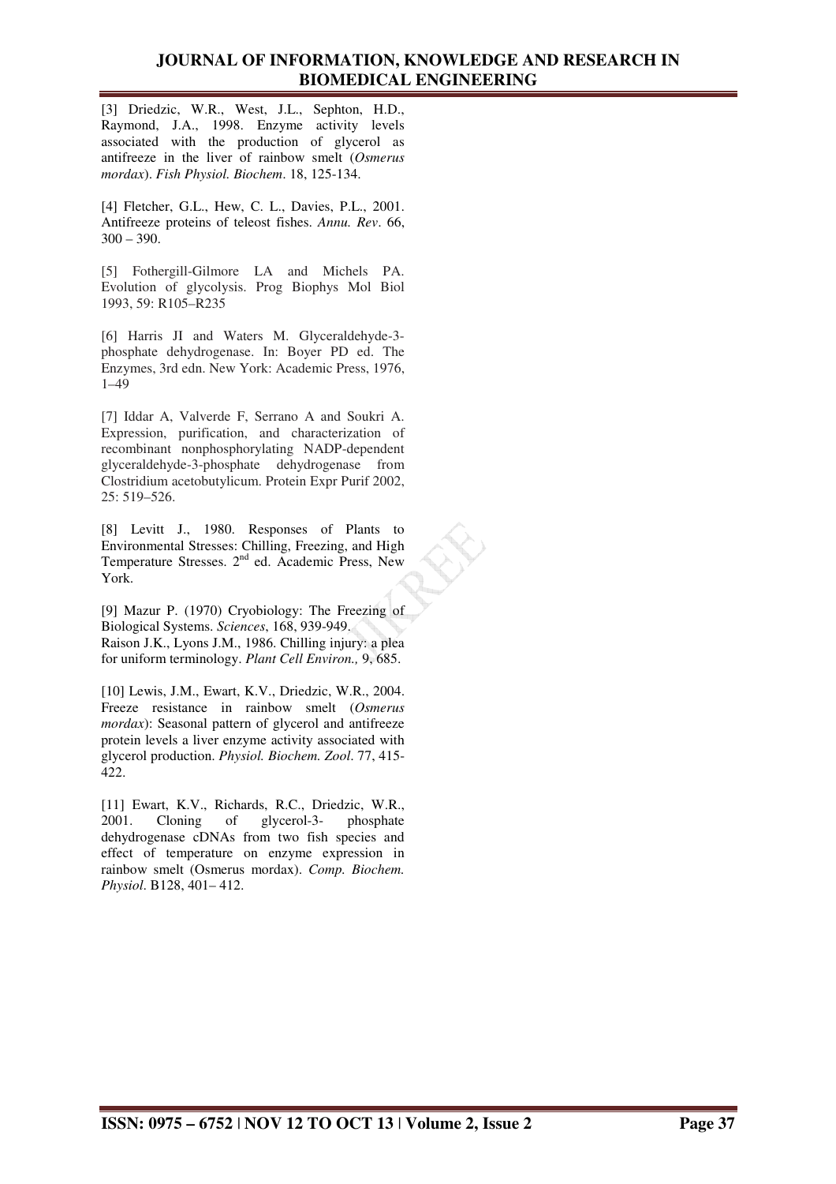[3] Driedzic, W.R., West, J.L., Sephton, H.D., Raymond, J.A., 1998. Enzyme activity levels associated with the production of glycerol as antifreeze in the liver of rainbow smelt (*Osmerus mordax*). *Fish Physiol. Biochem*. 18, 125-134.

[4] Fletcher, G.L., Hew, C. L., Davies, P.L., 2001. Antifreeze proteins of teleost fishes. *Annu. Rev*. 66, 300 – 390.

[5] Fothergill-Gilmore LA and Michels PA. Evolution of glycolysis. Prog Biophys Mol Biol 1993, 59: R105–R235

[6] Harris JI and Waters M. Glyceraldehyde-3-phosphate dehydrogenase. In: Boyer PD ed. The Enzymes, 3rd edn. New York: Academic Press, 1976, 1–49

[7] Iddar A, Valverde F, Serrano A and Soukri A. Expression, purification, and characterization of recombinant nonphosphorylating NADP-dependent glyceraldehyde-3-phosphate dehydrogenase from Clostridium acetobutylicum. Protein Expr Purif 2002, 25: 519–526.

[8] Levitt J., 1980. Responses of Plants to Environmental Stresses: Chilling, Freezing, and High Temperature Stresses. 2nd ed. Academic Press, New York.

[9] Mazur P. (1970) Cryobiology: The Freezing of Biological Systems. *Sciences*, 168, 939-949.
Raison J.K., Lyons J.M., 1986. Chilling injury: a plea for uniform terminology. *Plant Cell Environ.,* 9, 685.

[10] Lewis, J.M., Ewart, K.V., Driedzic, W.R., 2004. Freeze resistance in rainbow smelt (*Osmerus mordax*): Seasonal pattern of glycerol and antifreeze protein levels a liver enzyme activity associated with glycerol production. *Physiol. Biochem. Zool*. 77, 415-422.

[11] Ewart, K.V., Richards, R.C., Driedzic, W.R., 2001. Cloning of glycerol-3- phosphate dehydrogenase cDNAs from two fish species and effect of temperature on enzyme expression in rainbow smelt (Osmerus mordax). *Comp. Biochem. Physiol*. B128, 401– 412.